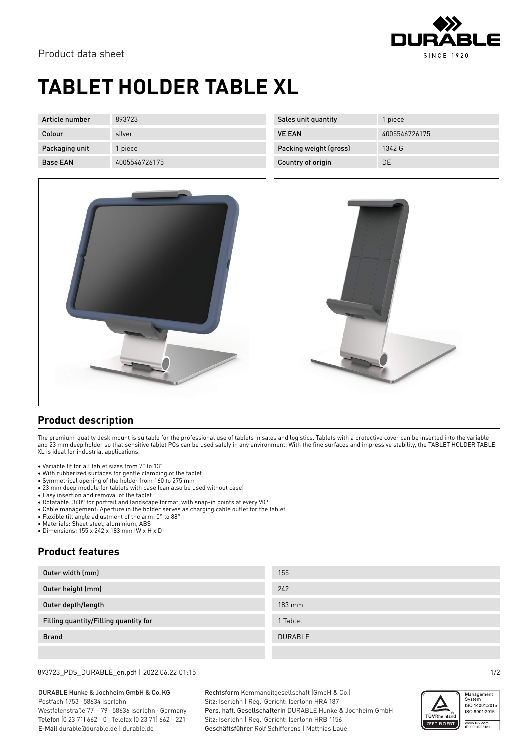Product data sheet

# TABLET HOLDER TABLE XL

| Article number | 893723 | Sales unit quantity | 1 piece |
|---|---|---|---|
| Colour | silver | VE EAN | 4005546726175 |
| Packaging unit | 1 piece | Packing weight (gross) | 1342 G |
| Base EAN | 4005546726175 | Country of origin | DE |

## Product description

The premium-quality desk mount is suitable for the professional use of tablets in sales and logistics. Tablets with a protective cover can be inserted into the variable and 23 mm deep holder so that sensitive tablet PCs can be used safely in any environment. With the fine surfaces and impressive stability, the TABLET HOLDER TABLE XL is ideal for industrial applications.

- Variable fit for all tablet sizes from 7" to 13"
- With rubberized surfaces for gentle clamping of the tablet
- Symmetrical opening of the holder from 160 to 275 mm
- 23 mm deep module for tablets with case (can also be used without case)
- Easy insertion and removal of the tablet
- Rotatable: 360° for portrait and landscape format, with snap-in points at every 90°
- Cable management: Aperture in the holder serves as charging cable outlet for the tablet
- Flexible tilt angle adjustment of the arm: 0° to 88°
- Materials: Sheet steel, aluminium, ABS
- Dimensions: 155 x 242 x 183 mm (W x H x D)

## Product features

| Outer width (mm) | 155 |
|---|---|
| Outer height (mm) | 242 |
| Outer depth/length | 183 mm |
| Filling quantity/Filling quantity for | 1 Tablet |
| Brand | DURABLE |

893723_PDS_DURABLE_en.pdf | 2022.06.22 01:15

DURABLE Hunke & Jochheim GmbH & Co.KG
Postfach 1753 · 58634 Iserlohn
Westfalenstraße 77 – 79 · 58636 Iserlohn · Germany
Telefon (0 23 71) 662 - 0 · Telefax (0 23 71) 662 - 221
E-Mail durable@durable.de | durable.de

Rechtsform Kommanditgesellschaft (GmbH & Co.)
Sitz: Iserlohn | Reg.-Gericht: Iserlohn HRA 187
Pers. haft. Gesellschafterin DURABLE Hunke & Jochheim GmbH
Sitz: Iserlohn | Reg.-Gericht: Iserlohn HRB 1156
Geschäftsführer Rolf Schifferens | Matthias Laue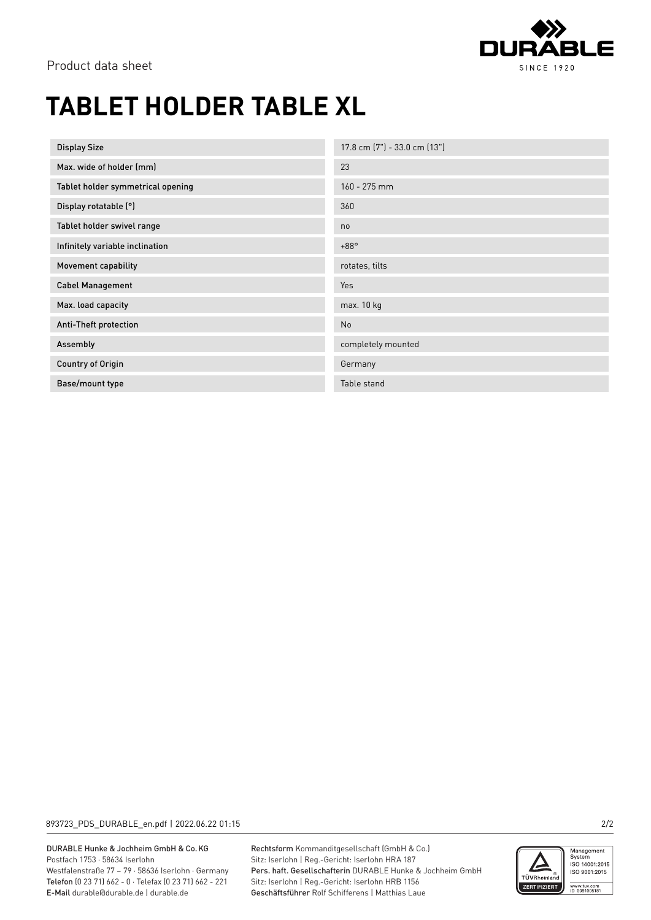# TABLET HOLDER TABLE XL

| | |
|---|---|
| Display Size | 17.8 cm (7") - 33.0 cm (13") |
| Max. wide of holder (mm) | 23 |
| Tablet holder symmetrical opening | 160 - 275 mm |
| Display rotatable (°) | 360 |
| Tablet holder swivel range | no |
| Infinitely variable inclination | +88° |
| Movement capability | rotates, tilts |
| Cabel Management | Yes |
| Max. load capacity | max. 10 kg |
| Anti-Theft protection | No |
| Assembly | completely mounted |
| Country of Origin | Germany |
| Base/mount type | Table stand |

893723_PDS_DURABLE_en.pdf | 2022.06.22 01:15

DURABLE Hunke & Jochheim GmbH & Co. KG
Postfach 1753 · 58634 Iserlohn
Westfalenstraße 77 – 79 · 58636 Iserlohn · Germany
**Telefon** (0 23 71) 662 - 0 · Telefax (0 23 71) 662 - 221
**E-Mail** durable@durable.de | durable.de

**Rechtsform** Kommanditgesellschaft (GmbH & Co.)
Sitz: Iserlohn | Reg.-Gericht: Iserlohn HRA 187
**Pers. haft. Gesellschafterin** DURABLE Hunke & Jochheim GmbH
Sitz: Iserlohn | Reg.-Gericht: Iserlohn HRB 1156
**Geschäftsführer** Rolf Schifferens | Matthias Laue

TÜVRheinland ZERTIFIZIERT
Management System ISO 14001:2015 ISO 9001:2015
www.tuv.com ID 0091006181